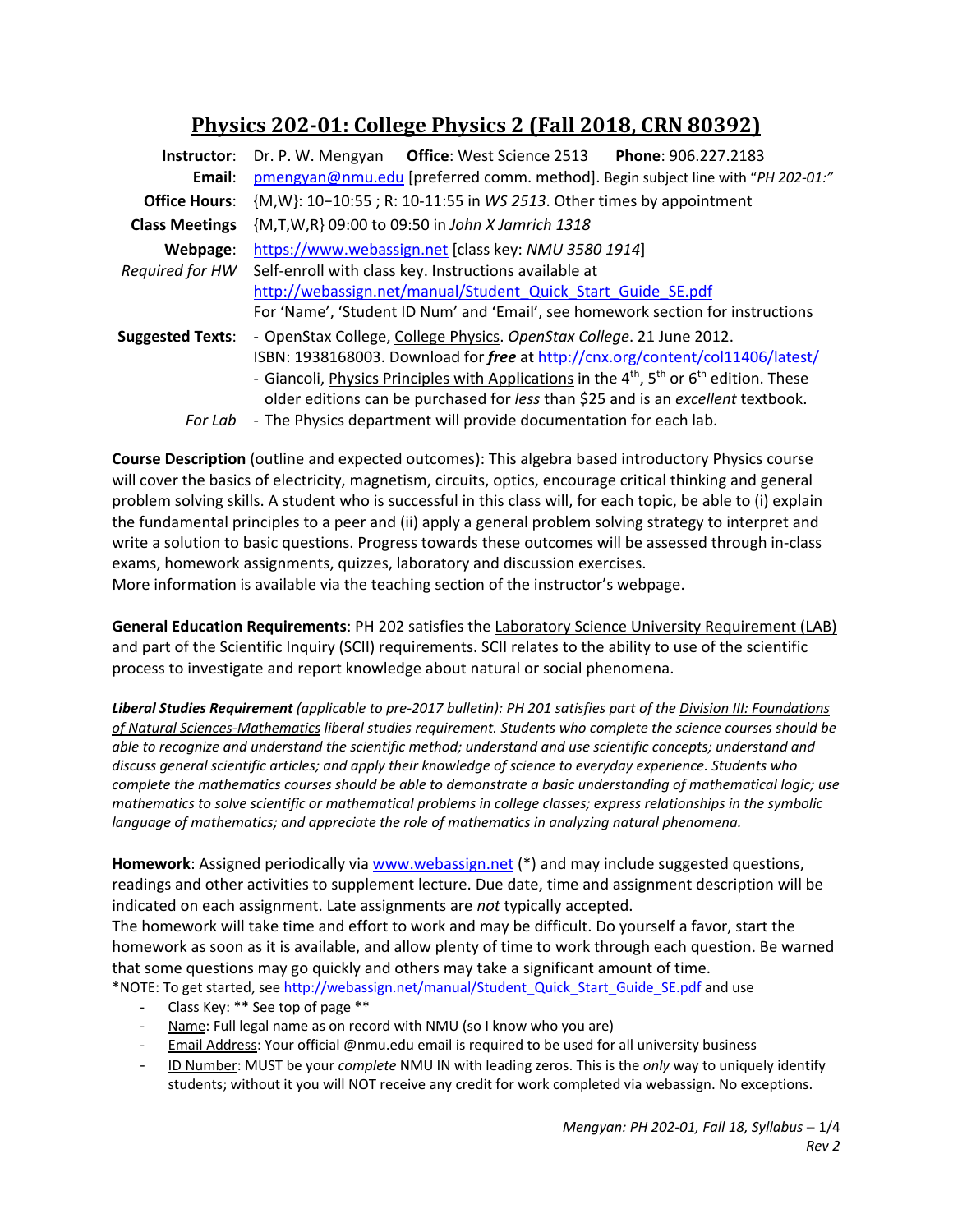# Physics 202-01: College Physics 2 (Fall 2018, CRN 80392)

**Instructor**: Dr. P. W. Mengyan **Office**: West Science 2513 **Phone**: 906.227.2183

**Email**: pmengyan@nmu.edu [preferred comm. method]. Begin subject line with "*PH 202-01:*"

**Office Hours**: {M,W}: 10−10:55 ; R: 10-11:55 in *WS 2513*. Other times by appointment

**Class Meetings** {M,T,W,R} 09:00 to 09:50 in *John X Jamrich 1318*

**Webpage**: https://www.webassign.net [class key: *NMU 3580 1914*]

*Required for HW* Self-enroll with class key. Instructions available at http://webassign.net/manual/Student_Quick_Start_Guide_SE.pdf
For 'Name', 'Student ID Num' and 'Email', see homework section for instructions

**Suggested Texts**:
- OpenStax College, College Physics. *OpenStax College*. 21 June 2012. ISBN: 1938168003. Download for ***free*** at http://cnx.org/content/col11406/latest/
- Giancoli, Physics Principles with Applications in the 4th, 5th or 6th edition. These older editions can be purchased for *less* than $25 and is an *excellent* textbook.

*For Lab* - The Physics department will provide documentation for each lab.

**Course Description** (outline and expected outcomes): This algebra based introductory Physics course will cover the basics of electricity, magnetism, circuits, optics, encourage critical thinking and general problem solving skills. A student who is successful in this class will, for each topic, be able to (i) explain the fundamental principles to a peer and (ii) apply a general problem solving strategy to interpret and write a solution to basic questions. Progress towards these outcomes will be assessed through in-class exams, homework assignments, quizzes, laboratory and discussion exercises.
More information is available via the teaching section of the instructor's webpage.

**General Education Requirements**: PH 202 satisfies the Laboratory Science University Requirement (LAB) and part of the Scientific Inquiry (SCII) requirements. SCII relates to the ability to use of the scientific process to investigate and report knowledge about natural or social phenomena.

***Liberal Studies Requirement*** *(applicable to pre-2017 bulletin): PH 201 satisfies part of the Division III: Foundations of Natural Sciences-Mathematics liberal studies requirement. Students who complete the science courses should be able to recognize and understand the scientific method; understand and use scientific concepts; understand and discuss general scientific articles; and apply their knowledge of science to everyday experience. Students who complete the mathematics courses should be able to demonstrate a basic understanding of mathematical logic; use mathematics to solve scientific or mathematical problems in college classes; express relationships in the symbolic language of mathematics; and appreciate the role of mathematics in analyzing natural phenomena.*

**Homework**: Assigned periodically via www.webassign.net (*) and may include suggested questions, readings and other activities to supplement lecture. Due date, time and assignment description will be indicated on each assignment. Late assignments are *not* typically accepted.
The homework will take time and effort to work and may be difficult. Do yourself a favor, start the homework as soon as it is available, and allow plenty of time to work through each question. Be warned that some questions may go quickly and others may take a significant amount of time.
*NOTE: To get started, see http://webassign.net/manual/Student_Quick_Start_Guide_SE.pdf and use

- Class Key: ** See top of page **
- Name: Full legal name as on record with NMU (so I know who you are)
- Email Address: Your official @nmu.edu email is required to be used for all university business
- ID Number: MUST be your *complete* NMU IN with leading zeros. This is the *only* way to uniquely identify students; without it you will NOT receive any credit for work completed via webassign. No exceptions.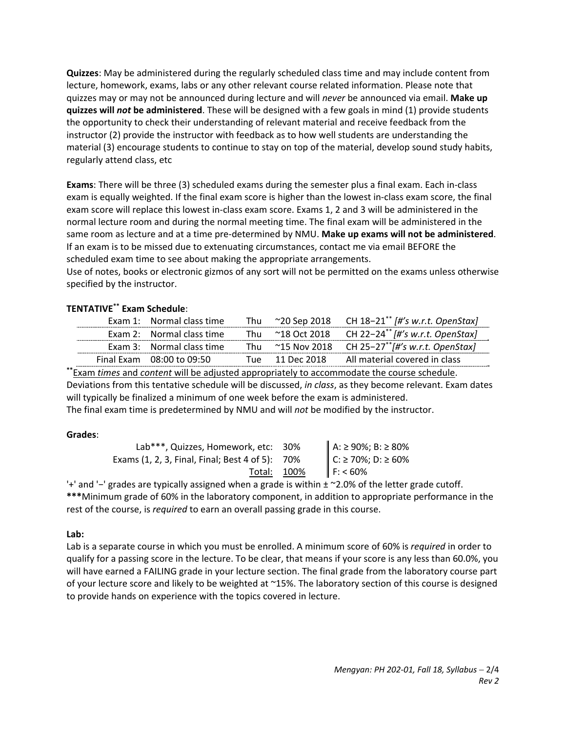**Quizzes**: May be administered during the regularly scheduled class time and may include content from lecture, homework, exams, labs or any other relevant course related information. Please note that quizzes may or may not be announced during lecture and will *never* be announced via email. **Make up quizzes will *not* be administered**. These will be designed with a few goals in mind (1) provide students the opportunity to check their understanding of relevant material and receive feedback from the instructor (2) provide the instructor with feedback as to how well students are understanding the material (3) encourage students to continue to stay on top of the material, develop sound study habits, regularly attend class, etc

**Exams**: There will be three (3) scheduled exams during the semester plus a final exam. Each in-class exam is equally weighted. If the final exam score is higher than the lowest in-class exam score, the final exam score will replace this lowest in-class exam score. Exams 1, 2 and 3 will be administered in the normal lecture room and during the normal meeting time. The final exam will be administered in the same room as lecture and at a time pre-determined by NMU. **Make up exams will not be administered**. If an exam is to be missed due to extenuating circumstances, contact me via email BEFORE the scheduled exam time to see about making the appropriate arrangements.
Use of notes, books or electronic gizmos of any sort will not be permitted on the exams unless otherwise specified by the instructor.

**TENTATIVE** Exam Schedule**:

| | | | | |
|---|---|---|---|---|
| Exam 1: | Normal class time | Thu | ~20 Sep 2018 | CH 18−21** *[#'s w.r.t. OpenStax]* |
| Exam 2: | Normal class time | Thu | ~18 Oct 2018 | CH 22−24** *[#'s w.r.t. OpenStax]* |
| Exam 3: | Normal class time | Thu | ~15 Nov 2018 | CH 25−27** *[#'s w.r.t. OpenStax]* |
| Final Exam | 08:00 to 09:50 | Tue | 11 Dec 2018 | All material covered in class |

**Exam *times* and *content* will be adjusted appropriately to accommodate the course schedule.
Deviations from this tentative schedule will be discussed, *in class*, as they become relevant. Exam dates will typically be finalized a minimum of one week before the exam is administered.
The final exam time is predetermined by NMU and will *not* be modified by the instructor.

**Grades**:

| | | |
|---|---|---|
| Lab***, Quizzes, Homework, etc: | 30% | A: ≥ 90%; B: ≥ 80% |
| Exams (1, 2, 3, Final, Final; Best 4 of 5): | 70% | C: ≥ 70%; D: ≥ 60% |
| Total: | 100% | F: < 60% |

'+' and '−' grades are typically assigned when a grade is within ± ~2.0% of the letter grade cutoff.
*****Minimum grade of 60% in the laboratory component, in addition to appropriate performance in the rest of the course, is *required* to earn an overall passing grade in this course.

**Lab:**
Lab is a separate course in which you must be enrolled. A minimum score of 60% is *required* in order to qualify for a passing score in the lecture. To be clear, that means if your score is any less than 60.0%, you will have earned a FAILING grade in your lecture section. The final grade from the laboratory course part of your lecture score and likely to be weighted at ~15%. The laboratory section of this course is designed to provide hands on experience with the topics covered in lecture.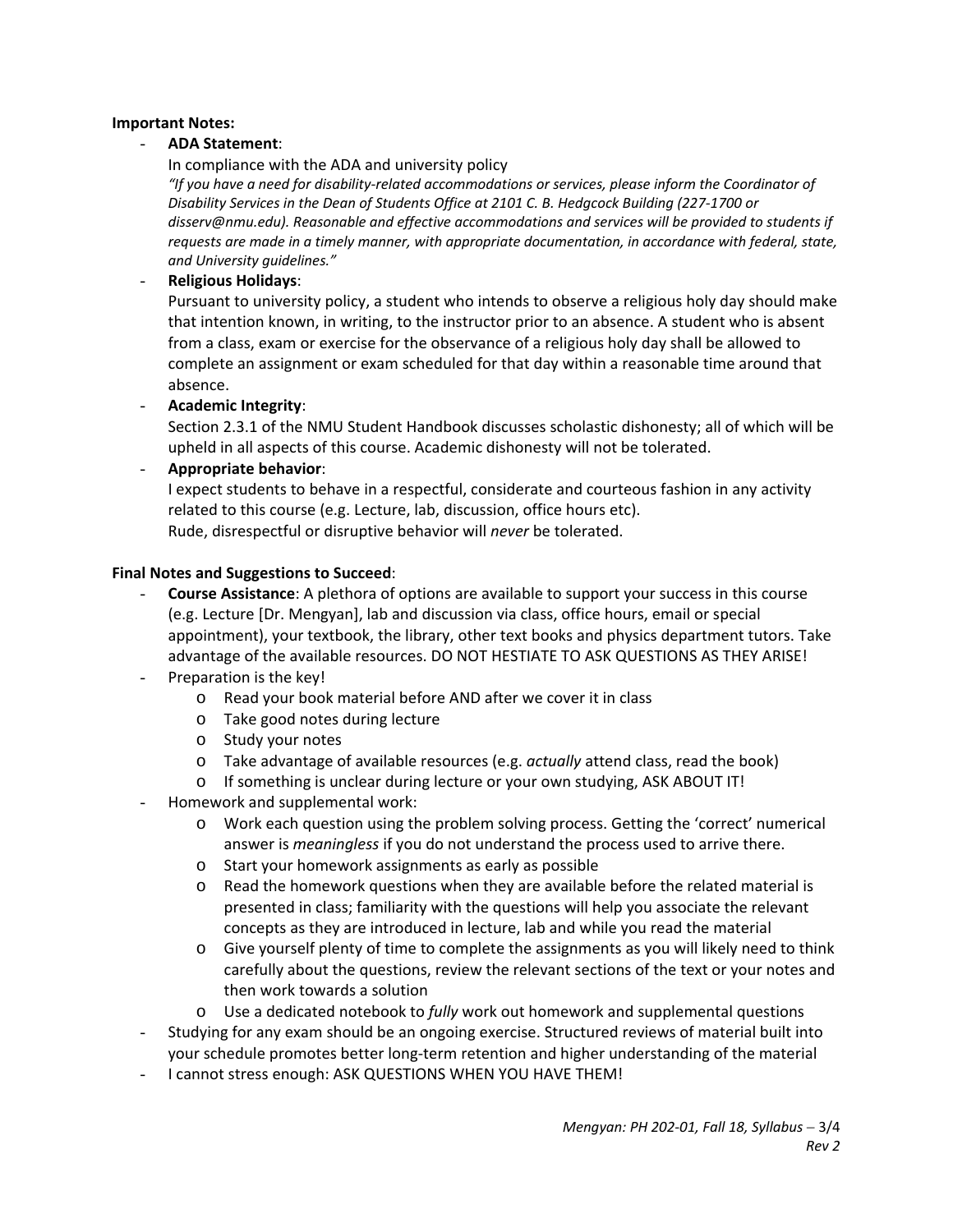**Important Notes:**

- **ADA Statement**:
  In compliance with the ADA and university policy
  *"If you have a need for disability-related accommodations or services, please inform the Coordinator of Disability Services in the Dean of Students Office at 2101 C. B. Hedgcock Building (227-1700 or disserv@nmu.edu). Reasonable and effective accommodations and services will be provided to students if requests are made in a timely manner, with appropriate documentation, in accordance with federal, state, and University guidelines."*
- **Religious Holidays**:
  Pursuant to university policy, a student who intends to observe a religious holy day should make that intention known, in writing, to the instructor prior to an absence. A student who is absent from a class, exam or exercise for the observance of a religious holy day shall be allowed to complete an assignment or exam scheduled for that day within a reasonable time around that absence.
- **Academic Integrity**:
  Section 2.3.1 of the NMU Student Handbook discusses scholastic dishonesty; all of which will be upheld in all aspects of this course. Academic dishonesty will not be tolerated.
- **Appropriate behavior**:
  I expect students to behave in a respectful, considerate and courteous fashion in any activity related to this course (e.g. Lecture, lab, discussion, office hours etc).
  Rude, disrespectful or disruptive behavior will *never* be tolerated.

**Final Notes and Suggestions to Succeed**:

- **Course Assistance**: A plethora of options are available to support your success in this course (e.g. Lecture [Dr. Mengyan], lab and discussion via class, office hours, email or special appointment), your textbook, the library, other text books and physics department tutors. Take advantage of the available resources. DO NOT HESTIATE TO ASK QUESTIONS AS THEY ARISE!
- Preparation is the key!
  - Read your book material before AND after we cover it in class
  - Take good notes during lecture
  - Study your notes
  - Take advantage of available resources (e.g. *actually* attend class, read the book)
  - If something is unclear during lecture or your own studying, ASK ABOUT IT!
- Homework and supplemental work:
  - Work each question using the problem solving process. Getting the 'correct' numerical answer is *meaningless* if you do not understand the process used to arrive there.
  - Start your homework assignments as early as possible
  - Read the homework questions when they are available before the related material is presented in class; familiarity with the questions will help you associate the relevant concepts as they are introduced in lecture, lab and while you read the material
  - Give yourself plenty of time to complete the assignments as you will likely need to think carefully about the questions, review the relevant sections of the text or your notes and then work towards a solution
  - Use a dedicated notebook to *fully* work out homework and supplemental questions
- Studying for any exam should be an ongoing exercise. Structured reviews of material built into your schedule promotes better long-term retention and higher understanding of the material
- I cannot stress enough: ASK QUESTIONS WHEN YOU HAVE THEM!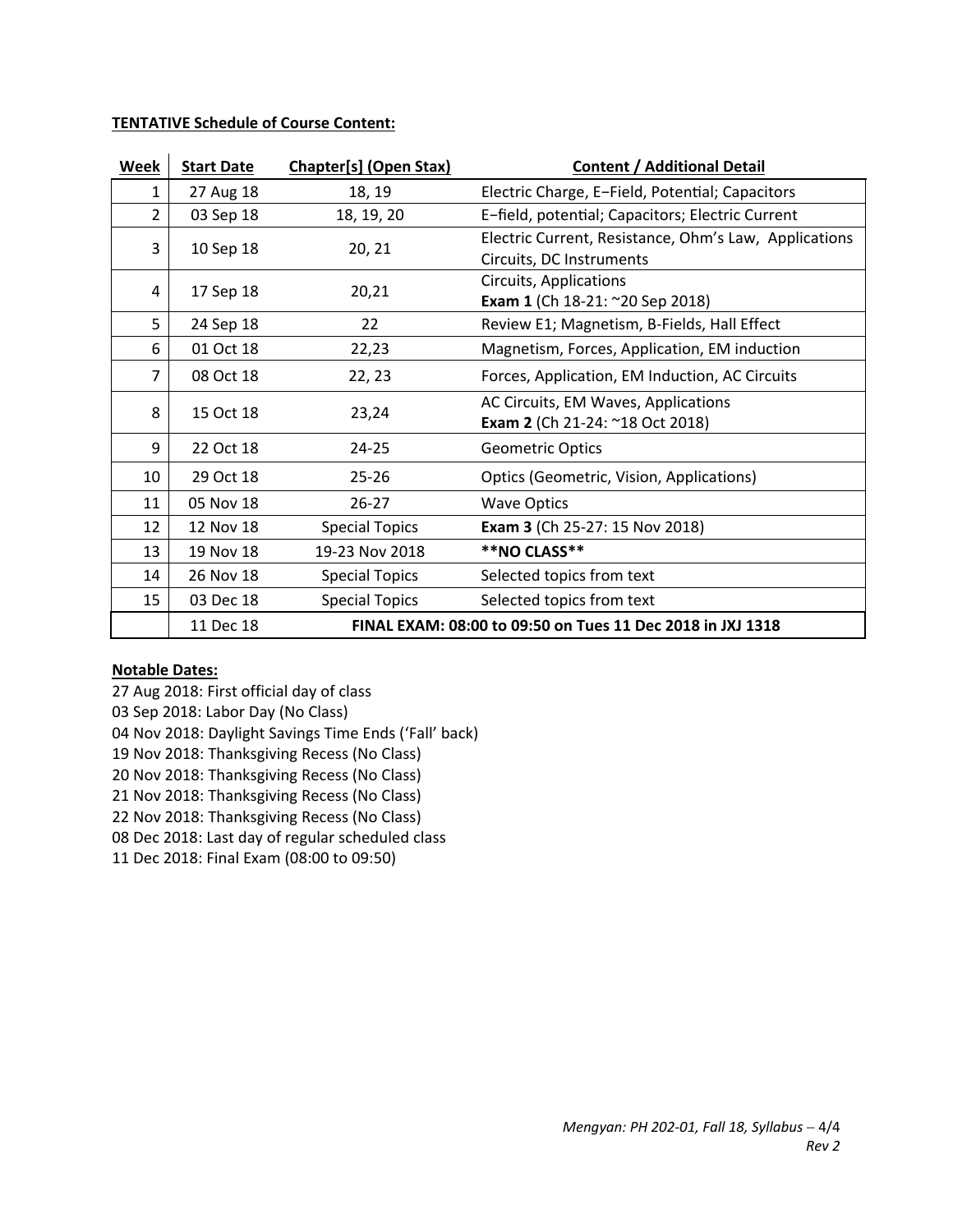**TENTATIVE Schedule of Course Content:**

| Week | Start Date | Chapter[s] (Open Stax) | Content / Additional Detail |
|---|---|---|---|
| 1 | 27 Aug 18 | 18, 19 | Electric Charge, E−Field, Potential; Capacitors |
| 2 | 03 Sep 18 | 18, 19, 20 | E−field, potential; Capacitors; Electric Current |
| 3 | 10 Sep 18 | 20, 21 | Electric Current, Resistance, Ohm's Law, Applications Circuits, DC Instruments |
| 4 | 17 Sep 18 | 20,21 | Circuits, Applications **Exam 1** (Ch 18-21: ~20 Sep 2018) |
| 5 | 24 Sep 18 | 22 | Review E1; Magnetism, B-Fields, Hall Effect |
| 6 | 01 Oct 18 | 22,23 | Magnetism, Forces, Application, EM induction |
| 7 | 08 Oct 18 | 22, 23 | Forces, Application, EM Induction, AC Circuits |
| 8 | 15 Oct 18 | 23,24 | AC Circuits, EM Waves, Applications **Exam 2** (Ch 21-24: ~18 Oct 2018) |
| 9 | 22 Oct 18 | 24-25 | Geometric Optics |
| 10 | 29 Oct 18 | 25-26 | Optics (Geometric, Vision, Applications) |
| 11 | 05 Nov 18 | 26-27 | Wave Optics |
| 12 | 12 Nov 18 | Special Topics | **Exam 3** (Ch 25-27: 15 Nov 2018) |
| 13 | 19 Nov 18 | 19-23 Nov 2018 | **\*\*NO CLASS\*\*** |
| 14 | 26 Nov 18 | Special Topics | Selected topics from text |
| 15 | 03 Dec 18 | Special Topics | Selected topics from text |
| | 11 Dec 18 | **FINAL EXAM: 08:00 to 09:50 on Tues 11 Dec 2018 in JXJ 1318** | |

**Notable Dates:**

27 Aug 2018: First official day of class
03 Sep 2018: Labor Day (No Class)
04 Nov 2018: Daylight Savings Time Ends ('Fall' back)
19 Nov 2018: Thanksgiving Recess (No Class)
20 Nov 2018: Thanksgiving Recess (No Class)
21 Nov 2018: Thanksgiving Recess (No Class)
22 Nov 2018: Thanksgiving Recess (No Class)
08 Dec 2018: Last day of regular scheduled class
11 Dec 2018: Final Exam (08:00 to 09:50)